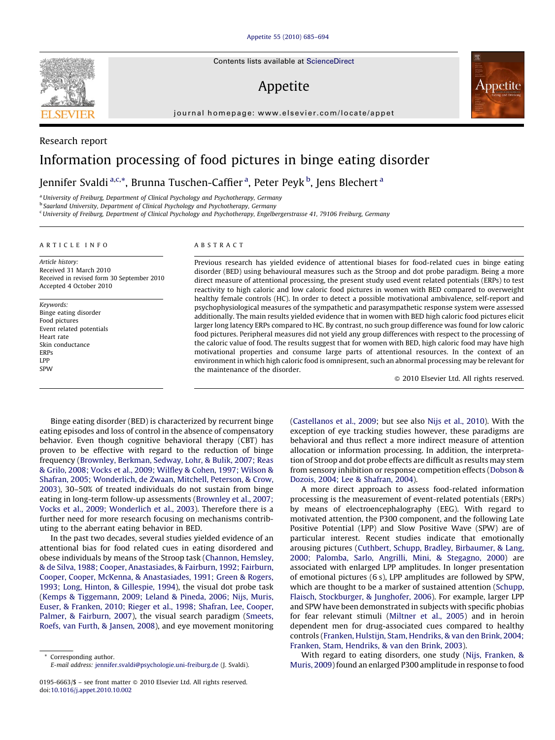Research report

# Information processing of food pictures in binge eating disorder

Jennifer Svaldi [a,c,*], Brunna Tuschen-Caffier [a], Peter Peyk [b], Jens Blechert [a]

[a] University of Freiburg, Department of Clinical Psychology and Psychotherapy, Germany
[b] Saarland University, Department of Clinical Psychology and Psychotherapy, Germany
[c] University of Freiburg, Department of Clinical Psychology and Psychotherapy, Engelbergerstrasse 41, 79106 Freiburg, Germany

## ARTICLE INFO

*Article history:*
Received 31 March 2010
Received in revised form 30 September 2010
Accepted 4 October 2010

*Keywords:*
Binge eating disorder
Food pictures
Event related potentials
Heart rate
Skin conductance
ERPs
LPP
SPW

## ABSTRACT

Previous research has yielded evidence of attentional biases for food-related cues in binge eating disorder (BED) using behavioural measures such as the Stroop and dot probe paradigm. Being a more direct measure of attentional processing, the present study used event related potentials (ERPs) to test reactivity to high caloric and low caloric food pictures in women with BED compared to overweight healthy female controls (HC). In order to detect a possible motivational ambivalence, self-report and psychophysiological measures of the sympathetic and parasympathetic response system were assessed additionally. The main results yielded evidence that in women with BED high caloric food pictures elicit larger long latency ERPs compared to HC. By contrast, no such group difference was found for low caloric food pictures. Peripheral measures did not yield any group differences with respect to the processing of the caloric value of food. The results suggest that for women with BED, high caloric food may have high motivational properties and consume large parts of attentional resources. In the context of an environment in which high caloric food is omnipresent, such an abnormal processing may be relevant for the maintenance of the disorder.

© 2010 Elsevier Ltd. All rights reserved.

Binge eating disorder (BED) is characterized by recurrent binge eating episodes and loss of control in the absence of compensatory behavior. Even though cognitive behavioral therapy (CBT) has proven to be effective with regard to the reduction of binge frequency (Brownley, Berkman, Sedway, Lohr, & Bulik, 2007; Reas & Grilo, 2008; Vocks et al., 2009; Wilfley & Cohen, 1997; Wilson & Shafran, 2005; Wonderlich, de Zwaan, Mitchell, Peterson, & Crow, 2003), 30–50% of treated individuals do not sustain from binge eating in long-term follow-up assessments (Brownley et al., 2007; Vocks et al., 2009; Wonderlich et al., 2003). Therefore there is a further need for more research focusing on mechanisms contributing to the aberrant eating behavior in BED.

In the past two decades, several studies yielded evidence of an attentional bias for food related cues in eating disordered and obese individuals by means of the Stroop task (Channon, Hemsley, & de Silva, 1988; Cooper, Anastasiades, & Fairburn, 1992; Fairburn, Cooper, Cooper, McKenna, & Anastasiades, 1991; Green & Rogers, 1993; Long, Hinton, & Gillespie, 1994), the visual dot probe task (Kemps & Tiggemann, 2009; Leland & Pineda, 2006; Nijs, Muris, Euser, & Franken, 2010; Rieger et al., 1998; Shafran, Lee, Cooper, Palmer, & Fairburn, 2007), the visual search paradigm (Smeets, Roefs, van Furth, & Jansen, 2008), and eye movement monitoring (Castellanos et al., 2009; but see also Nijs et al., 2010). With the exception of eye tracking studies however, these paradigms are behavioral and thus reflect a more indirect measure of attention allocation or information processing. In addition, the interpretation of Stroop and dot probe effects are difficult as results may stem from sensory inhibition or response competition effects (Dobson & Dozois, 2004; Lee & Shafran, 2004).

A more direct approach to assess food-related information processing is the measurement of event-related potentials (ERPs) by means of electroencephalography (EEG). With regard to motivated attention, the P300 component, and the following Late Positive Potential (LPP) and Slow Positive Wave (SPW) are of particular interest. Recent studies indicate that emotionally arousing pictures (Cuthbert, Schupp, Bradley, Birbaumer, & Lang, 2000; Palomba, Sarlo, Angrilli, Mini, & Stegagno, 2000) are associated with enlarged LPP amplitudes. In longer presentation of emotional pictures (6 s), LPP amplitudes are followed by SPW, which are thought to be a marker of sustained attention (Schupp, Flaisch, Stockburger, & Junghofer, 2006). For example, larger LPP and SPW have been demonstrated in subjects with specific phobias for fear relevant stimuli (Miltner et al., 2005) and in heroin dependent men for drug-associated cues compared to healthy controls (Franken, Hulstijn, Stam, Hendriks, & van den Brink, 2004; Franken, Stam, Hendriks, & van den Brink, 2003).

With regard to eating disorders, one study (Nijs, Franken, & Muris, 2009) found an enlarged P300 amplitude in response to food

* Corresponding author.
E-mail address: jennifer.svaldi@psychologie.uni-freiburg.de (J. Svaldi).

0195-6663/$ – see front matter © 2010 Elsevier Ltd. All rights reserved.
doi:10.1016/j.appet.2010.10.002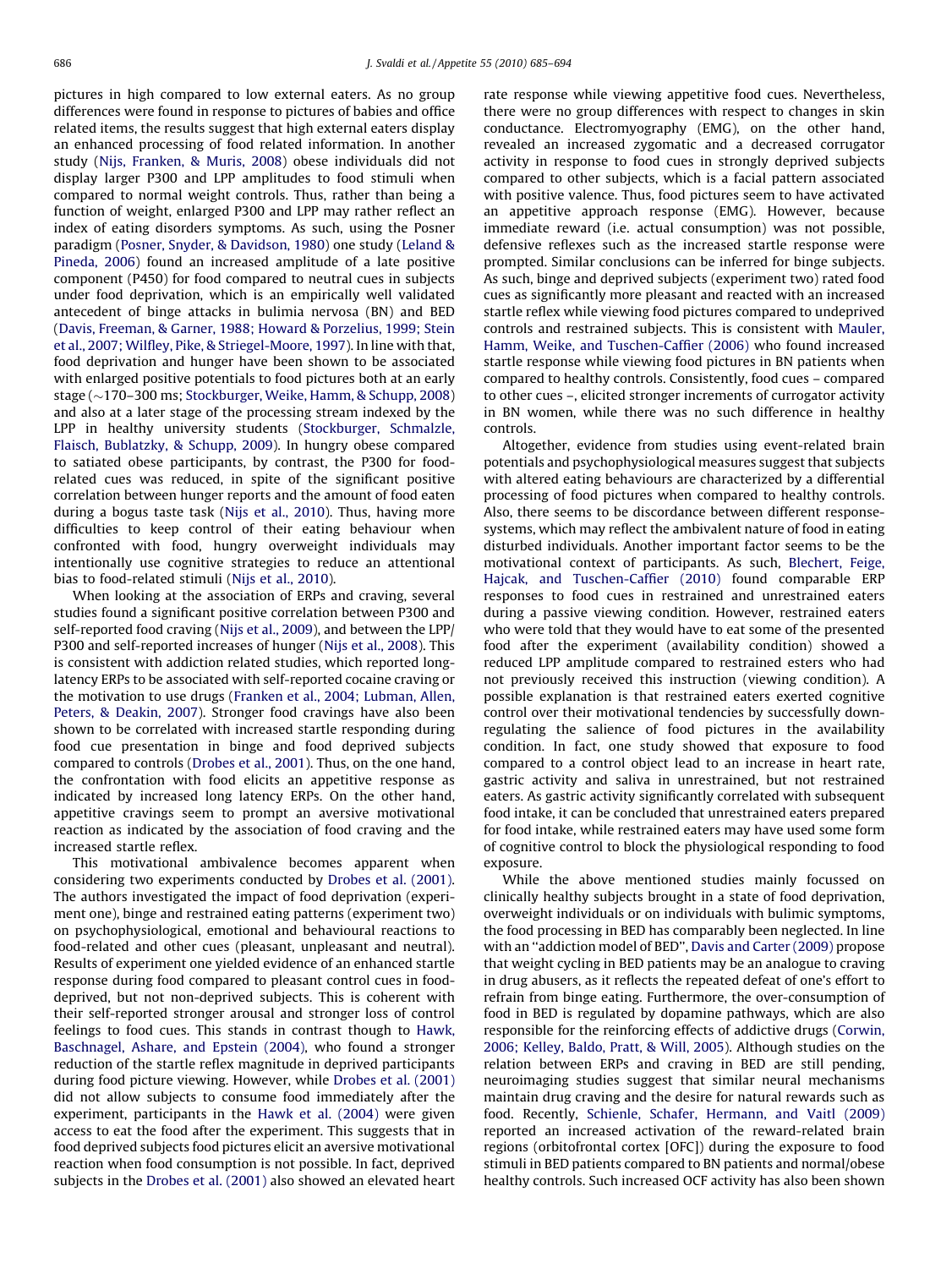pictures in high compared to low external eaters. As no group differences were found in response to pictures of babies and office related items, the results suggest that high external eaters display an enhanced processing of food related information. In another study (Nijs, Franken, & Muris, 2008) obese individuals did not display larger P300 and LPP amplitudes to food stimuli when compared to normal weight controls. Thus, rather than being a function of weight, enlarged P300 and LPP may rather reflect an index of eating disorders symptoms. As such, using the Posner paradigm (Posner, Snyder, & Davidson, 1980) one study (Leland & Pineda, 2006) found an increased amplitude of a late positive component (P450) for food compared to neutral cues in subjects under food deprivation, which is an empirically well validated antecedent of binge attacks in bulimia nervosa (BN) and BED (Davis, Freeman, & Garner, 1988; Howard & Porzelius, 1999; Stein et al., 2007; Wilfley, Pike, & Striegel-Moore, 1997). In line with that, food deprivation and hunger have been shown to be associated with enlarged positive potentials to food pictures both at an early stage (~170–300 ms; Stockburger, Weike, Hamm, & Schupp, 2008) and also at a later stage of the processing stream indexed by the LPP in healthy university students (Stockburger, Schmalzle, Flaisch, Bublatzky, & Schupp, 2009). In hungry obese compared to satiated obese participants, by contrast, the P300 for food-related cues was reduced, in spite of the significant positive correlation between hunger reports and the amount of food eaten during a bogus taste task (Nijs et al., 2010). Thus, having more difficulties to keep control of their eating behaviour when confronted with food, hungry overweight individuals may intentionally use cognitive strategies to reduce an attentional bias to food-related stimuli (Nijs et al., 2010).

When looking at the association of ERPs and craving, several studies found a significant positive correlation between P300 and self-reported food craving (Nijs et al., 2009), and between the LPP/P300 and self-reported increases of hunger (Nijs et al., 2008). This is consistent with addiction related studies, which reported long-latency ERPs to be associated with self-reported cocaine craving or the motivation to use drugs (Franken et al., 2004; Lubman, Allen, Peters, & Deakin, 2007). Stronger food cravings have also been shown to be correlated with increased startle responding during food cue presentation in binge and food deprived subjects compared to controls (Drobes et al., 2001). Thus, on the one hand, the confrontation with food elicits an appetitive response as indicated by increased long latency ERPs. On the other hand, appetitive cravings seem to prompt an aversive motivational reaction as indicated by the association of food craving and the increased startle reflex.

This motivational ambivalence becomes apparent when considering two experiments conducted by Drobes et al. (2001). The authors investigated the impact of food deprivation (experiment one), binge and restrained eating patterns (experiment two) on psychophysiological, emotional and behavioural reactions to food-related and other cues (pleasant, unpleasant and neutral). Results of experiment one yielded evidence of an enhanced startle response during food compared to pleasant control cues in food-deprived, but not non-deprived subjects. This is coherent with their self-reported stronger arousal and stronger loss of control feelings to food cues. This stands in contrast though to Hawk, Baschnagel, Ashare, and Epstein (2004), who found a stronger reduction of the startle reflex magnitude in deprived participants during food picture viewing. However, while Drobes et al. (2001) did not allow subjects to consume food immediately after the experiment, participants in the Hawk et al. (2004) were given access to eat the food after the experiment. This suggests that in food deprived subjects food pictures elicit an aversive motivational reaction when food consumption is not possible. In fact, deprived subjects in the Drobes et al. (2001) also showed an elevated heart rate response while viewing appetitive food cues. Nevertheless, there were no group differences with respect to changes in skin conductance. Electromyography (EMG), on the other hand, revealed an increased zygomatic and a decreased corrugator activity in response to food cues in strongly deprived subjects compared to other subjects, which is a facial pattern associated with positive valence. Thus, food pictures seem to have activated an appetitive approach response (EMG). However, because immediate reward (i.e. actual consumption) was not possible, defensive reflexes such as the increased startle response were prompted. Similar conclusions can be inferred for binge subjects. As such, binge and deprived subjects (experiment two) rated food cues as significantly more pleasant and reacted with an increased startle reflex while viewing food pictures compared to undeprived controls and restrained subjects. This is consistent with Mauler, Hamm, Weike, and Tuschen-Caffier (2006) who found increased startle response while viewing food pictures in BN patients when compared to healthy controls. Consistently, food cues – compared to other cues –, elicited stronger increments of currogator activity in BN women, while there was no such difference in healthy controls.

Altogether, evidence from studies using event-related brain potentials and psychophysiological measures suggest that subjects with altered eating behaviours are characterized by a differential processing of food pictures when compared to healthy controls. Also, there seems to be discordance between different response-systems, which may reflect the ambivalent nature of food in eating disturbed individuals. Another important factor seems to be the motivational context of participants. As such, Blechert, Feige, Hajcak, and Tuschen-Caffier (2010) found comparable ERP responses to food cues in restrained and unrestrained eaters during a passive viewing condition. However, restrained eaters who were told that they would have to eat some of the presented food after the experiment (availability condition) showed a reduced LPP amplitude compared to restrained esters who had not previously received this instruction (viewing condition). A possible explanation is that restrained eaters exerted cognitive control over their motivational tendencies by successfully down-regulating the salience of food pictures in the availability condition. In fact, one study showed that exposure to food compared to a control object lead to an increase in heart rate, gastric activity and saliva in unrestrained, but not restrained eaters. As gastric activity significantly correlated with subsequent food intake, it can be concluded that unrestrained eaters prepared for food intake, while restrained eaters may have used some form of cognitive control to block the physiological responding to food exposure.

While the above mentioned studies mainly focussed on clinically healthy subjects brought in a state of food deprivation, overweight individuals or on individuals with bulimic symptoms, the food processing in BED has comparably been neglected. In line with an "addiction model of BED", Davis and Carter (2009) propose that weight cycling in BED patients may be an analogue to craving in drug abusers, as it reflects the repeated defeat of one's effort to refrain from binge eating. Furthermore, the over-consumption of food in BED is regulated by dopamine pathways, which are also responsible for the reinforcing effects of addictive drugs (Corwin, 2006; Kelley, Baldo, Pratt, & Will, 2005). Although studies on the relation between ERPs and craving in BED are still pending, neuroimaging studies suggest that similar neural mechanisms maintain drug craving and the desire for natural rewards such as food. Recently, Schienle, Schafer, Hermann, and Vaitl (2009) reported an increased activation of the reward-related brain regions (orbitofrontal cortex [OFC]) during the exposure to food stimuli in BED patients compared to BN patients and normal/obese healthy controls. Such increased OCF activity has also been shown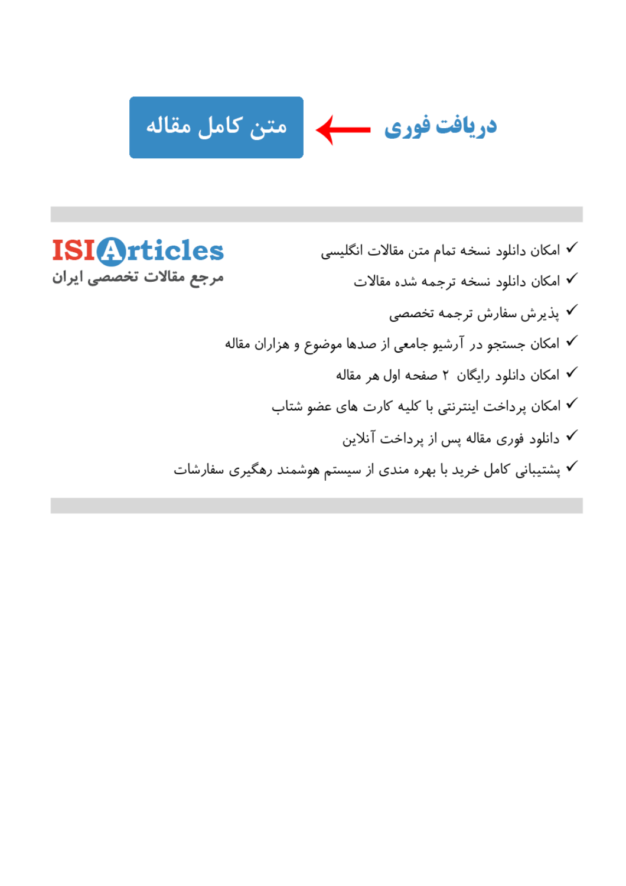دریافت فوری ← **متن کامل مقاله**

**ISIArticles**
مرجع مقالات تخصصی ایران

- ✓ امکان دانلود نسخه تمام متن مقالات انگلیسی
- ✓ امکان دانلود نسخه ترجمه شده مقالات
- ✓ پذیرش سفارش ترجمه تخصصی
- ✓ امکان جستجو در آرشیو جامعی از صدها موضوع و هزاران مقاله
- ✓ امکان دانلود رایگان ۲ صفحه اول هر مقاله
- ✓ امکان پرداخت اینترنتی با کلیه کارت های عضو شتاب
- ✓ دانلود فوری مقاله پس از پرداخت آنلاین
- ✓ پشتیبانی کامل خرید با بهره مندی از سیستم هوشمند رهگیری سفارشات